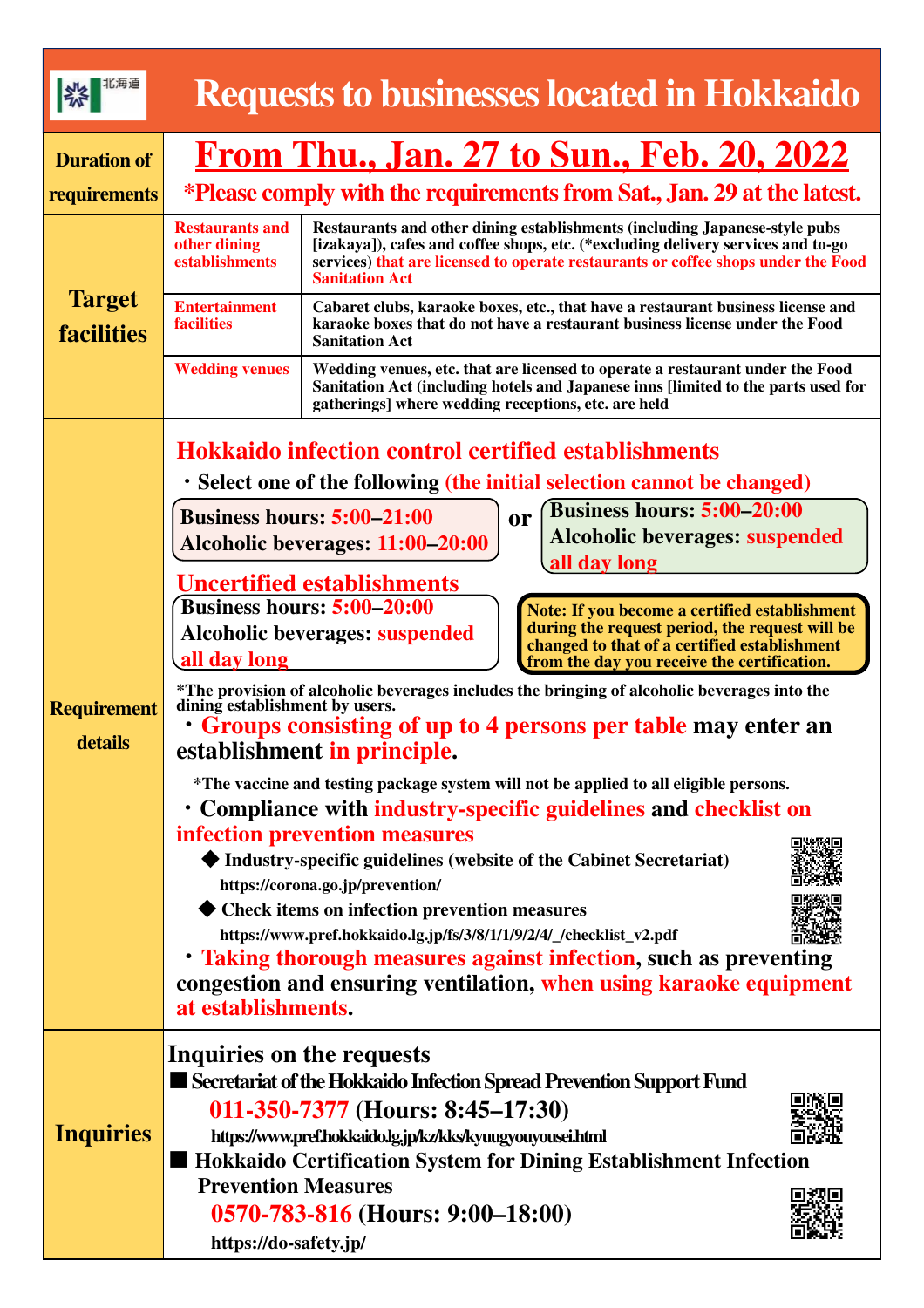# Requests to businesses located in Hokkaido

北海道

## Duration of requirements

**From Thu., Jan. 27 to Sun., Feb. 20, 2022**

***Please comply with the requirements from Sat., Jan. 29 at the latest.**

## Target facilities

| | |
|---|---|
| Restaurants and other dining establishments | Restaurants and other dining establishments (including Japanese-style pubs [izakaya]), cafes and coffee shops, etc. (*excluding delivery services and to-go services) that are licensed to operate restaurants or coffee shops under the Food Sanitation Act |
| Entertainment facilities | Cabaret clubs, karaoke boxes, etc., that have a restaurant business license and karaoke boxes that do not have a restaurant business license under the Food Sanitation Act |
| Wedding venues | Wedding venues, etc. that are licensed to operate a restaurant under the Food Sanitation Act (including hotels and Japanese inns [limited to the parts used for gatherings] where wedding receptions, etc. are held |

## Requirement details

### Hokkaido infection control certified establishments

・Select one of the following (the initial selection cannot be changed)

**Business hours: 5:00–21:00**
**Alcoholic beverages: 11:00–20:00**

or

**Business hours: 5:00–20:00**
**Alcoholic beverages: suspended all day long**

### Uncertified establishments

**Business hours: 5:00–20:00**
**Alcoholic beverages: suspended all day long**

**Note: If you become a certified establishment during the request period, the request will be changed to that of a certified establishment from the day you receive the certification.**

*The provision of alcoholic beverages includes the bringing of alcoholic beverages into the dining establishment by users.

・**Groups consisting of up to 4 persons per table may enter an establishment in principle.**

*The vaccine and testing package system will not be applied to all eligible persons.

・**Compliance with industry-specific guidelines and checklist on infection prevention measures**

◆ Industry-specific guidelines (website of the Cabinet Secretariat)
https://corona.go.jp/prevention/

◆ Check items on infection prevention measures
https://www.pref.hokkaido.lg.jp/fs/3/8/1/1/9/2/4/_/checklist_v2.pdf

・**Taking thorough measures against infection, such as preventing congestion and ensuring ventilation, when using karaoke equipment at establishments.**

## Inquiries

### Inquiries on the requests

■ **Secretariat of the Hokkaido Infection Spread Prevention Support Fund**
**011-350-7377 (Hours: 8:45–17:30)**
https://www.pref.hokkaido.lg.jp/kz/kks/kyuugyouyousei.html

■ **Hokkaido Certification System for Dining Establishment Infection Prevention Measures**
**0570-783-816 (Hours: 9:00–18:00)**
https://do-safety.jp/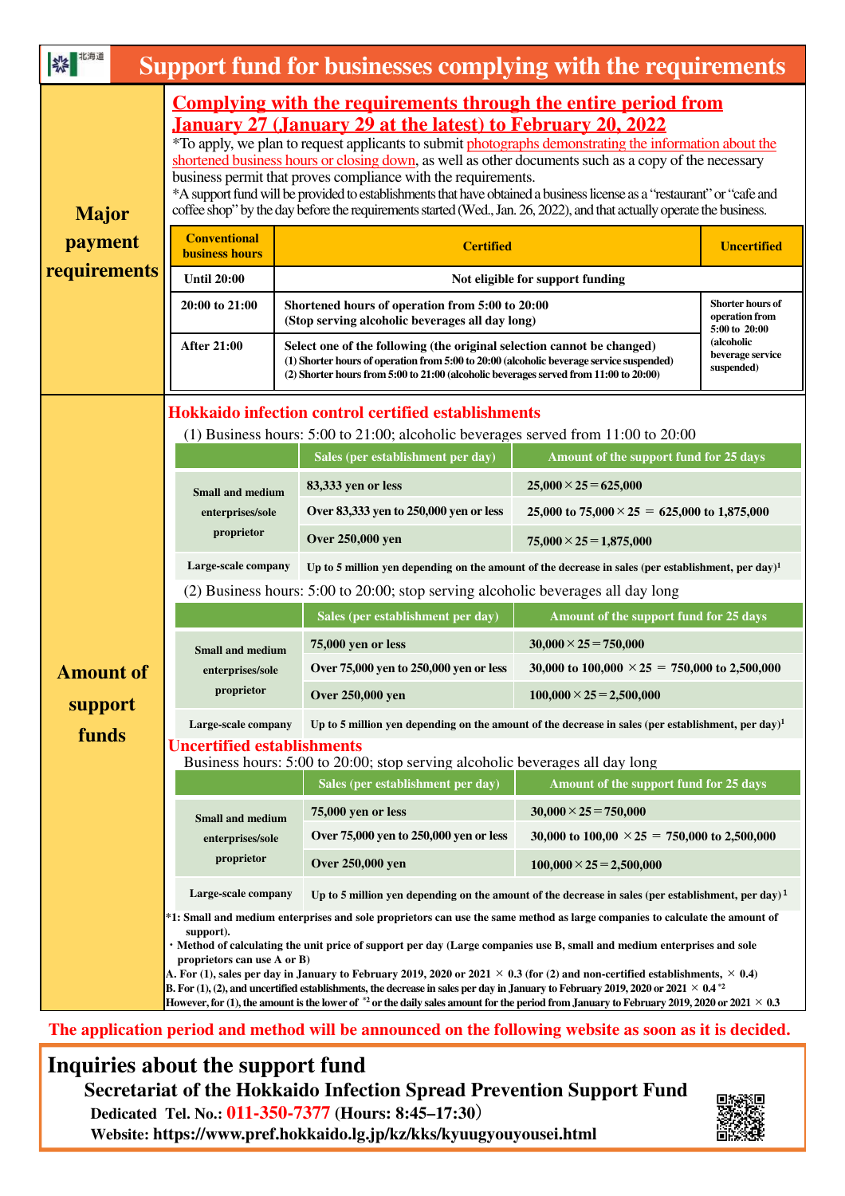# Support fund for businesses complying with the requirements

## Major payment requirements

**Complying with the requirements through the entire period from January 27 (January 29 at the latest) to February 20, 2022**

*To apply, we plan to request applicants to submit photographs demonstrating the information about the shortened business hours or closing down, as well as other documents such as a copy of the necessary business permit that proves compliance with the requirements.

*A support fund will be provided to establishments that have obtained a business license as a "restaurant" or "cafe and coffee shop" by the day before the requirements started (Wed., Jan. 26, 2022), and that actually operate the business.

| Conventional business hours | Certified | Uncertified |
|---|---|---|
| Until 20:00 | Not eligible for support funding | |
| 20:00 to 21:00 | Shortened hours of operation from 5:00 to 20:00 (Stop serving alcoholic beverages all day long) | Shorter hours of operation from 5:00 to 20:00 (alcoholic beverage service suspended) |
| After 21:00 | Select one of the following (the original selection cannot be changed)<br>(1) Shorter hours of operation from 5:00 to 20:00 (alcoholic beverage service suspended)<br>(2) Shorter hours from 5:00 to 21:00 (alcoholic beverages served from 11:00 to 20:00) | |

## Amount of support funds

### Hokkaido infection control certified establishments

(1) Business hours: 5:00 to 21:00; alcoholic beverages served from 11:00 to 20:00

| | Sales (per establishment per day) | Amount of the support fund for 25 days |
|---|---|---|
| Small and medium enterprises/sole proprietor | 83,333 yen or less | 25,000 × 25 = 625,000 |
| | Over 83,333 yen to 250,000 yen or less | 25,000 to 75,000 × 25 = 625,000 to 1,875,000 |
| | Over 250,000 yen | 75,000 × 25 = 1,875,000 |
| Large-scale company | Up to 5 million yen depending on the amount of the decrease in sales (per establishment, per day)[1] | |

(2) Business hours: 5:00 to 20:00; stop serving alcoholic beverages all day long

| | Sales (per establishment per day) | Amount of the support fund for 25 days |
|---|---|---|
| Small and medium enterprises/sole proprietor | 75,000 yen or less | 30,000 × 25 = 750,000 |
| | Over 75,000 yen to 250,000 yen or less | 30,000 to 100,000 × 25 = 750,000 to 2,500,000 |
| | Over 250,000 yen | 100,000 × 25 = 2,500,000 |
| Large-scale company | Up to 5 million yen depending on the amount of the decrease in sales (per establishment, per day)[1] | |

### Uncertified establishments

Business hours: 5:00 to 20:00; stop serving alcoholic beverages all day long

| | Sales (per establishment per day) | Amount of the support fund for 25 days |
|---|---|---|
| Small and medium enterprises/sole proprietor | 75,000 yen or less | 30,000 × 25 = 750,000 |
| | Over 75,000 yen to 250,000 yen or less | 30,000 to 100,00 × 25 = 750,000 to 2,500,000 |
| | Over 250,000 yen | 100,000 × 25 = 2,500,000 |
| Large-scale company | Up to 5 million yen depending on the amount of the decrease in sales (per establishment, per day)[1] | |

*1: Small and medium enterprises and sole proprietors can use the same method as large companies to calculate the amount of support).

・Method of calculating the unit price of support per day (Large companies use B, small and medium enterprises and sole proprietors can use A or B)

A. For (1), sales per day in January to February 2019, 2020 or 2021 × 0.3 (for (2) and non-certified establishments, × 0.4)

B. For (1), (2), and uncertified establishments, the decrease in sales per day in January to February 2019, 2020 or 2021 × 0.4 [*2]

However, for (1), the amount is the lower of [*2] or the daily sales amount for the period from January to February 2019, 2020 or 2021 × 0.3

**The application period and method will be announced on the following website as soon as it is decided.**

## Inquiries about the support fund

**Secretariat of the Hokkaido Infection Spread Prevention Support Fund**

**Dedicated Tel. No.: 011-350-7377 (Hours: 8:45–17:30)**

**Website: https://www.pref.hokkaido.lg.jp/kz/kks/kyuugyouyousei.html**